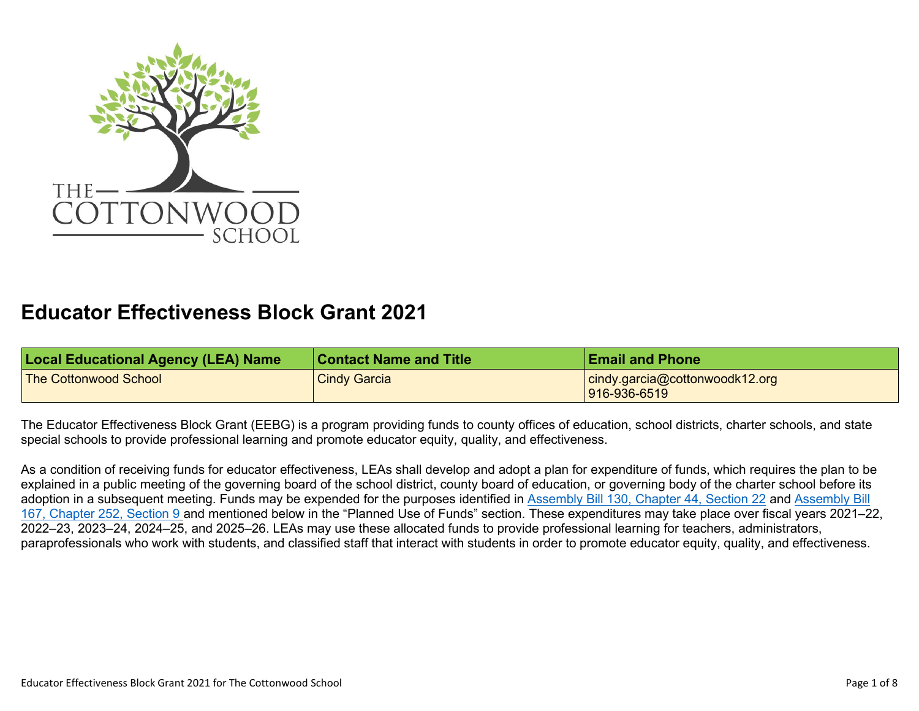# Educator Effectiveness Block Grant 2021

| Local Educational Agency (LEA) Name | Contact Name and Title | Email and Phone |
|---|---|---|
| The Cottonwood School | Cindy Garcia | cindy.garcia@cottonwoodk12.org 916-936-6519 |

The Educator Effectiveness Block Grant (EEBG) is a program providing funds to county offices of education, school districts, charter schools, and state special schools to provide professional learning and promote educator equity, quality, and effectiveness.

As a condition of receiving funds for educator effectiveness, LEAs shall develop and adopt a plan for expenditure of funds, which requires the plan to be explained in a public meeting of the governing board of the school district, county board of education, or governing body of the charter school before its adoption in a subsequent meeting. Funds may be expended for the purposes identified in Assembly Bill 130, Chapter 44, Section 22 and Assembly Bill 167, Chapter 252, Section 9 and mentioned below in the "Planned Use of Funds" section. These expenditures may take place over fiscal years 2021–22, 2022–23, 2023–24, 2024–25, and 2025–26. LEAs may use these allocated funds to provide professional learning for teachers, administrators, paraprofessionals who work with students, and classified staff that interact with students in order to promote educator equity, quality, and effectiveness.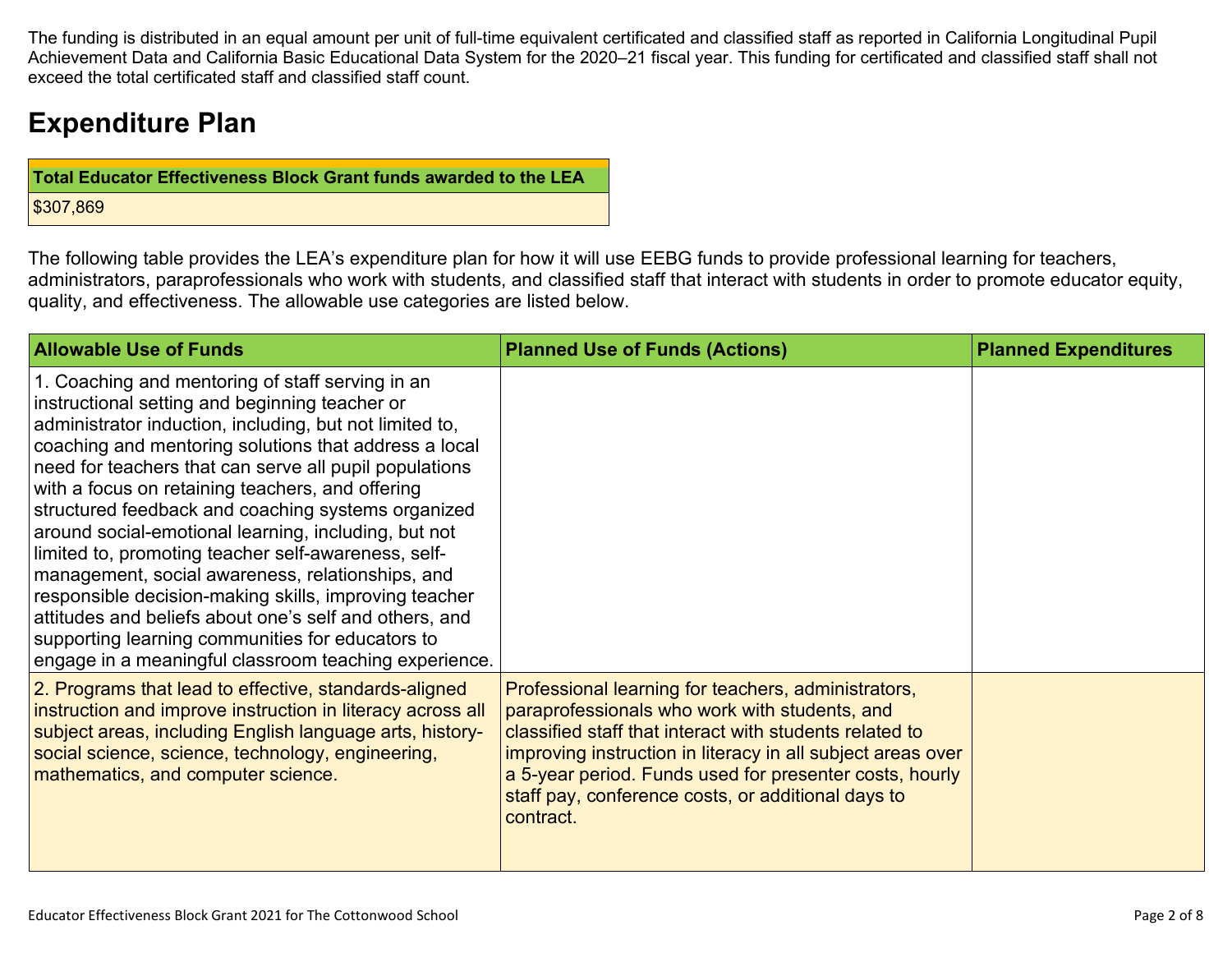The funding is distributed in an equal amount per unit of full-time equivalent certificated and classified staff as reported in California Longitudinal Pupil Achievement Data and California Basic Educational Data System for the 2020–21 fiscal year. This funding for certificated and classified staff shall not exceed the total certificated staff and classified staff count.

# Expenditure Plan

| Total Educator Effectiveness Block Grant funds awarded to the LEA |
| --- |
| $307,869 |

The following table provides the LEA's expenditure plan for how it will use EEBG funds to provide professional learning for teachers, administrators, paraprofessionals who work with students, and classified staff that interact with students in order to promote educator equity, quality, and effectiveness. The allowable use categories are listed below.

| Allowable Use of Funds | Planned Use of Funds (Actions) | Planned Expenditures |
| --- | --- | --- |
| 1. Coaching and mentoring of staff serving in an instructional setting and beginning teacher or administrator induction, including, but not limited to, coaching and mentoring solutions that address a local need for teachers that can serve all pupil populations with a focus on retaining teachers, and offering structured feedback and coaching systems organized around social-emotional learning, including, but not limited to, promoting teacher self-awareness, self-management, social awareness, relationships, and responsible decision-making skills, improving teacher attitudes and beliefs about one's self and others, and supporting learning communities for educators to engage in a meaningful classroom teaching experience. | | |
| 2. Programs that lead to effective, standards-aligned instruction and improve instruction in literacy across all subject areas, including English language arts, history-social science, science, technology, engineering, mathematics, and computer science. | Professional learning for teachers, administrators, paraprofessionals who work with students, and classified staff that interact with students related to improving instruction in literacy in all subject areas over a 5-year period. Funds used for presenter costs, hourly staff pay, conference costs, or additional days to contract. | |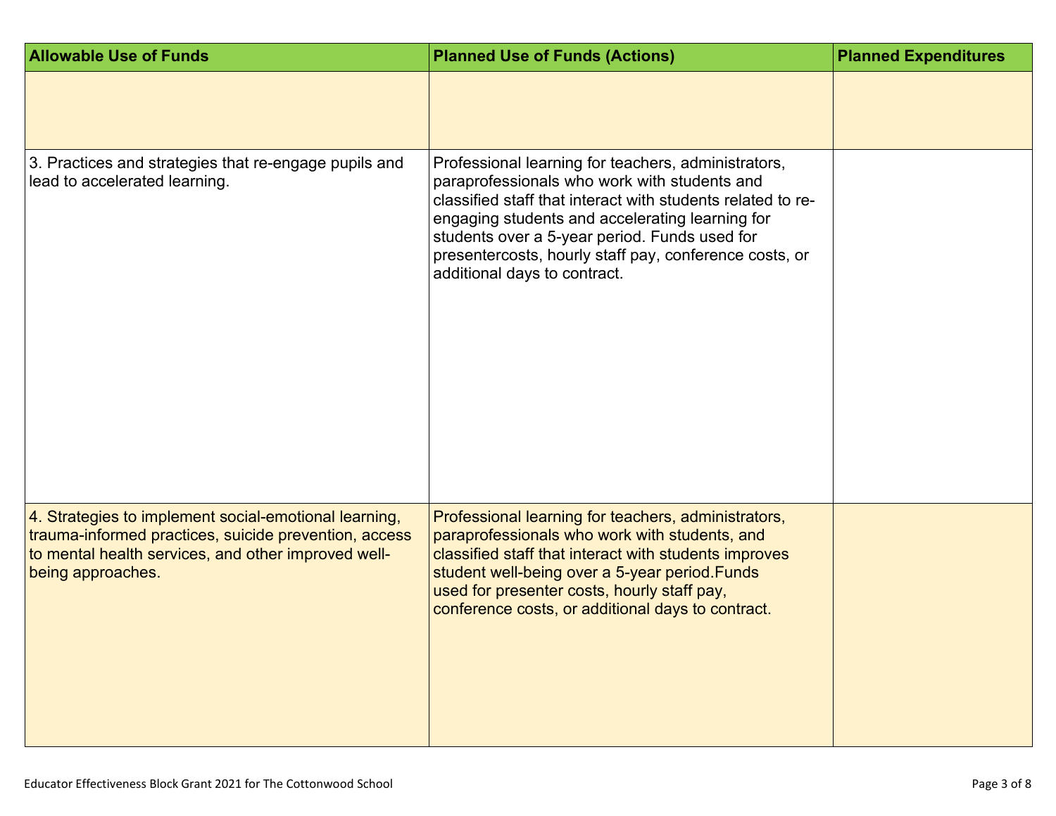| Allowable Use of Funds | Planned Use of Funds (Actions) | Planned Expenditures |
| --- | --- | --- |
| | | |
| 3. Practices and strategies that re-engage pupils and lead to accelerated learning. | Professional learning for teachers, administrators, paraprofessionals who work with students and classified staff that interact with students related to re-engaging students and accelerating learning for students over a 5-year period. Funds used for presentercosts, hourly staff pay, conference costs, or additional days to contract. | |
| 4. Strategies to implement social-emotional learning, trauma-informed practices, suicide prevention, access to mental health services, and other improved well-being approaches. | Professional learning for teachers, administrators, paraprofessionals who work with students, and classified staff that interact with students improves student well-being over a 5-year period.Funds used for presenter costs, hourly staff pay, conference costs, or additional days to contract. | |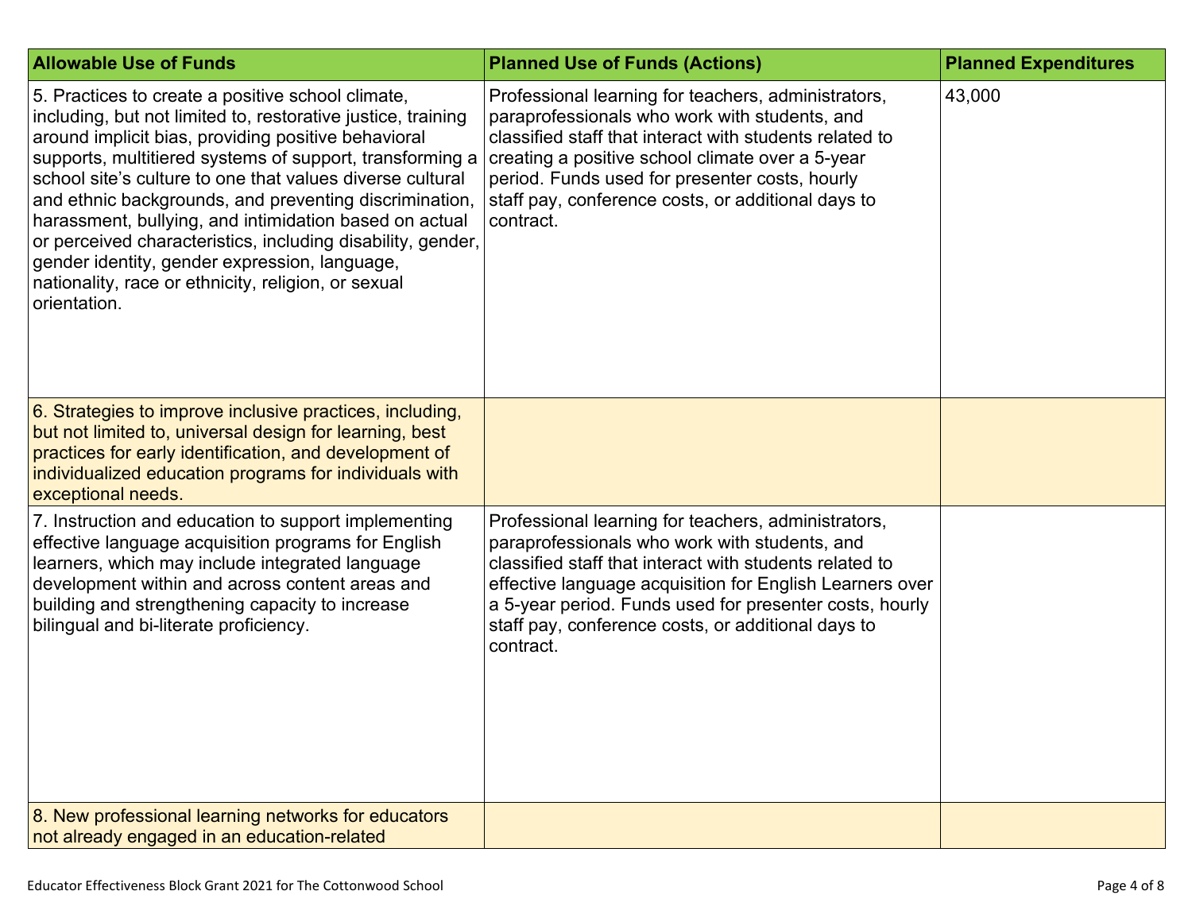| Allowable Use of Funds | Planned Use of Funds (Actions) | Planned Expenditures |
|---|---|---|
| 5. Practices to create a positive school climate, including, but not limited to, restorative justice, training around implicit bias, providing positive behavioral supports, multitiered systems of support, transforming a school site's culture to one that values diverse cultural and ethnic backgrounds, and preventing discrimination, harassment, bullying, and intimidation based on actual or perceived characteristics, including disability, gender, gender identity, gender expression, language, nationality, race or ethnicity, religion, or sexual orientation. | Professional learning for teachers, administrators, paraprofessionals who work with students, and classified staff that interact with students related to creating a positive school climate over a 5-year period. Funds used for presenter costs, hourly staff pay, conference costs, or additional days to contract. | 43,000 |
| 6. Strategies to improve inclusive practices, including, but not limited to, universal design for learning, best practices for early identification, and development of individualized education programs for individuals with exceptional needs. | | |
| 7. Instruction and education to support implementing effective language acquisition programs for English learners, which may include integrated language development within and across content areas and building and strengthening capacity to increase bilingual and bi-literate proficiency. | Professional learning for teachers, administrators, paraprofessionals who work with students, and classified staff that interact with students related to effective language acquisition for English Learners over a 5-year period. Funds used for presenter costs, hourly staff pay, conference costs, or additional days to contract. | |
| 8. New professional learning networks for educators not already engaged in an education-related | | |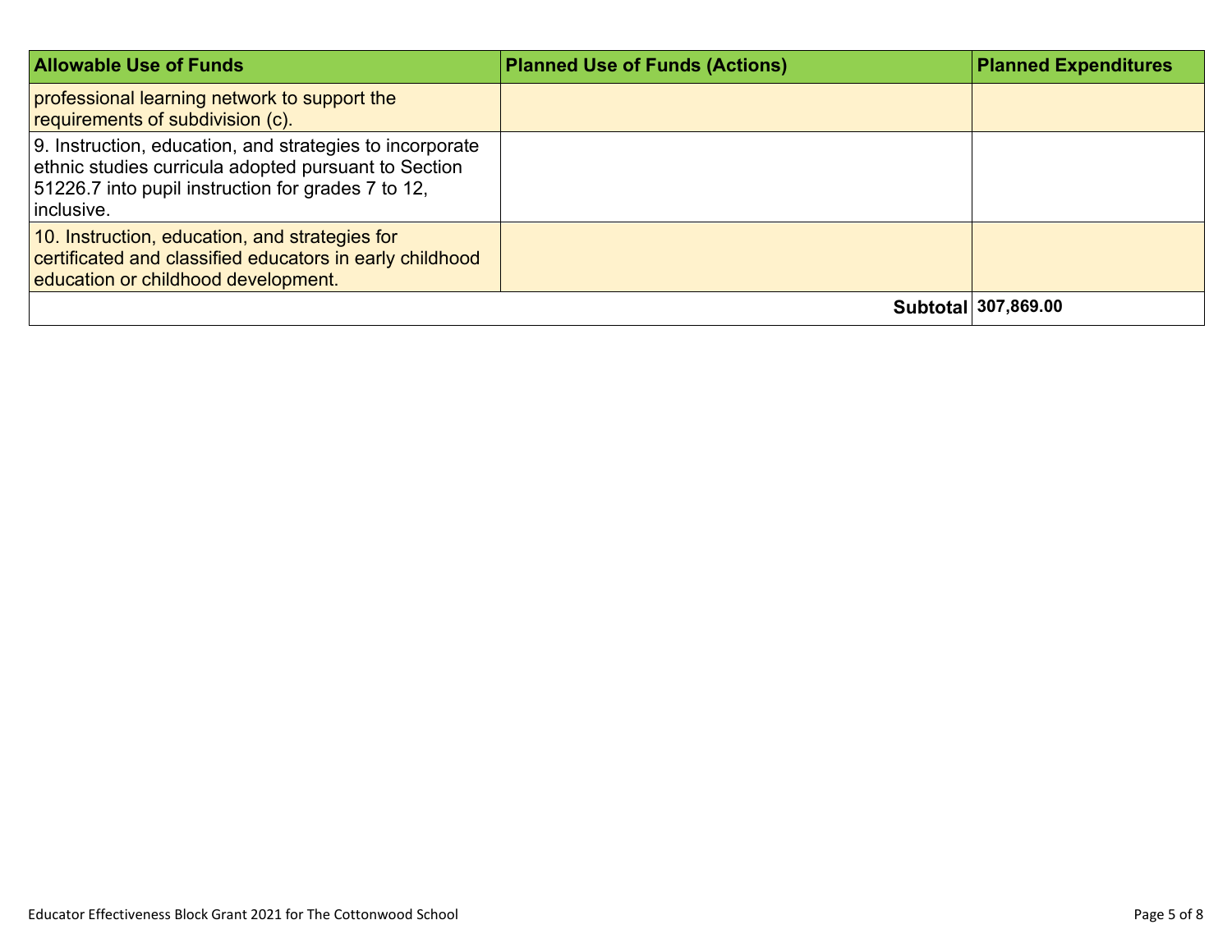| Allowable Use of Funds | Planned Use of Funds (Actions) | Planned Expenditures |
|---|---|---|
| professional learning network to support the requirements of subdivision (c). | | |
| 9. Instruction, education, and strategies to incorporate ethnic studies curricula adopted pursuant to Section 51226.7 into pupil instruction for grades 7 to 12, inclusive. | | |
| 10. Instruction, education, and strategies for certificated and classified educators in early childhood education or childhood development. | | |
| | **Subtotal** | **307,869.00** |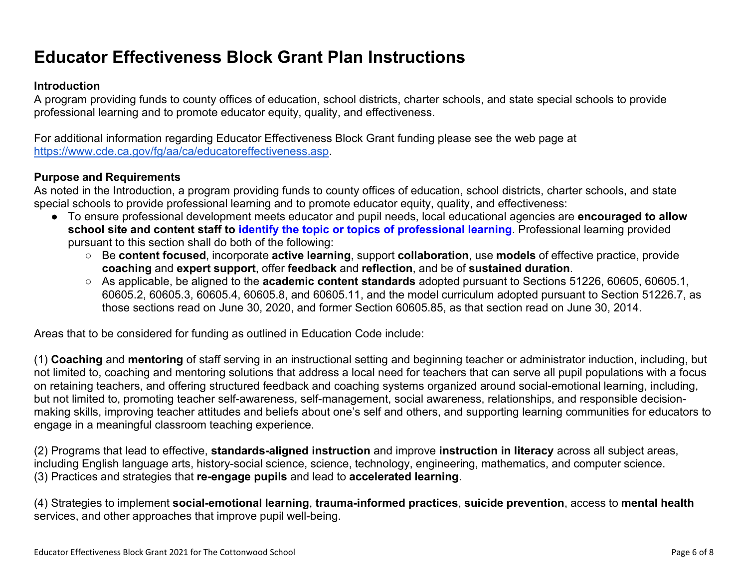# Educator Effectiveness Block Grant Plan Instructions

**Introduction**

A program providing funds to county offices of education, school districts, charter schools, and state special schools to provide professional learning and to promote educator equity, quality, and effectiveness.

For additional information regarding Educator Effectiveness Block Grant funding please see the web page at https://www.cde.ca.gov/fg/aa/ca/educatoreffectiveness.asp.

**Purpose and Requirements**

As noted in the Introduction, a program providing funds to county offices of education, school districts, charter schools, and state special schools to provide professional learning and to promote educator equity, quality, and effectiveness:

- To ensure professional development meets educator and pupil needs, local educational agencies are **encouraged to allow school site and content staff to identify the topic or topics of professional learning**. Professional learning provided pursuant to this section shall do both of the following:
  - Be **content focused**, incorporate **active learning**, support **collaboration**, use **models** of effective practice, provide **coaching** and **expert support**, offer **feedback** and **reflection**, and be of **sustained duration**.
  - As applicable, be aligned to the **academic content standards** adopted pursuant to Sections 51226, 60605, 60605.1, 60605.2, 60605.3, 60605.4, 60605.8, and 60605.11, and the model curriculum adopted pursuant to Section 51226.7, as those sections read on June 30, 2020, and former Section 60605.85, as that section read on June 30, 2014.

Areas that to be considered for funding as outlined in Education Code include:

(1) **Coaching** and **mentoring** of staff serving in an instructional setting and beginning teacher or administrator induction, including, but not limited to, coaching and mentoring solutions that address a local need for teachers that can serve all pupil populations with a focus on retaining teachers, and offering structured feedback and coaching systems organized around social-emotional learning, including, but not limited to, promoting teacher self-awareness, self-management, social awareness, relationships, and responsible decision-making skills, improving teacher attitudes and beliefs about one's self and others, and supporting learning communities for educators to engage in a meaningful classroom teaching experience.

(2) Programs that lead to effective, **standards-aligned instruction** and improve **instruction in literacy** across all subject areas, including English language arts, history-social science, science, technology, engineering, mathematics, and computer science.

(3) Practices and strategies that **re-engage pupils** and lead to **accelerated learning**.

(4) Strategies to implement **social-emotional learning**, **trauma-informed practices**, **suicide prevention**, access to **mental health** services, and other approaches that improve pupil well-being.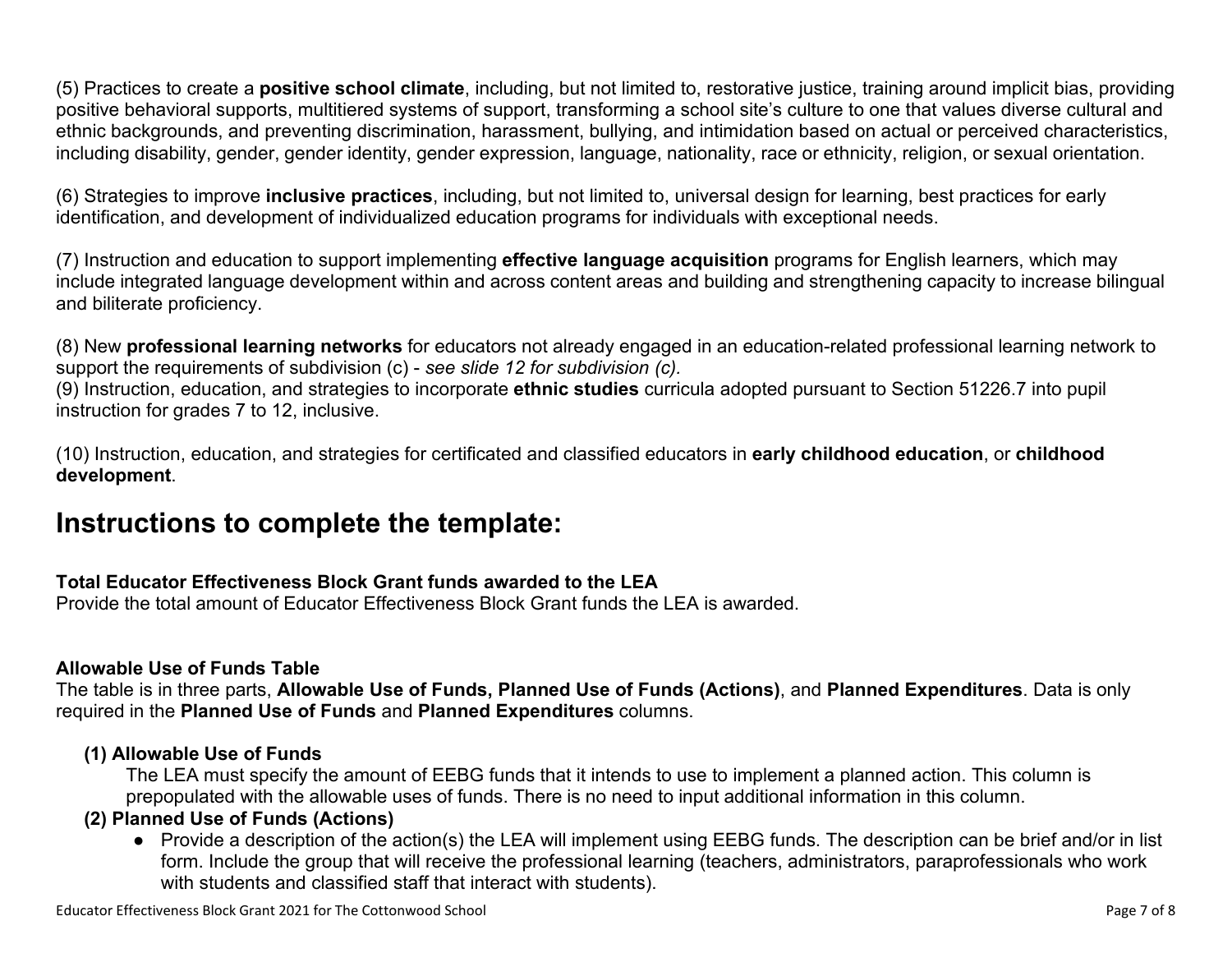(5) Practices to create a **positive school climate**, including, but not limited to, restorative justice, training around implicit bias, providing positive behavioral supports, multitiered systems of support, transforming a school site's culture to one that values diverse cultural and ethnic backgrounds, and preventing discrimination, harassment, bullying, and intimidation based on actual or perceived characteristics, including disability, gender, gender identity, gender expression, language, nationality, race or ethnicity, religion, or sexual orientation.

(6) Strategies to improve **inclusive practices**, including, but not limited to, universal design for learning, best practices for early identification, and development of individualized education programs for individuals with exceptional needs.

(7) Instruction and education to support implementing **effective language acquisition** programs for English learners, which may include integrated language development within and across content areas and building and strengthening capacity to increase bilingual and biliterate proficiency.

(8) New **professional learning networks** for educators not already engaged in an education-related professional learning network to support the requirements of subdivision (c) - *see slide 12 for subdivision (c).*
(9) Instruction, education, and strategies to incorporate **ethnic studies** curricula adopted pursuant to Section 51226.7 into pupil instruction for grades 7 to 12, inclusive.

(10) Instruction, education, and strategies for certificated and classified educators in **early childhood education**, or **childhood development**.

# Instructions to complete the template:

**Total Educator Effectiveness Block Grant funds awarded to the LEA**
Provide the total amount of Educator Effectiveness Block Grant funds the LEA is awarded.

**Allowable Use of Funds Table**
The table is in three parts, **Allowable Use of Funds, Planned Use of Funds (Actions)**, and **Planned Expenditures**. Data is only required in the **Planned Use of Funds** and **Planned Expenditures** columns.

**(1) Allowable Use of Funds**
The LEA must specify the amount of EEBG funds that it intends to use to implement a planned action. This column is prepopulated with the allowable uses of funds. There is no need to input additional information in this column.

**(2) Planned Use of Funds (Actions)**

- Provide a description of the action(s) the LEA will implement using EEBG funds. The description can be brief and/or in list form. Include the group that will receive the professional learning (teachers, administrators, paraprofessionals who work with students and classified staff that interact with students).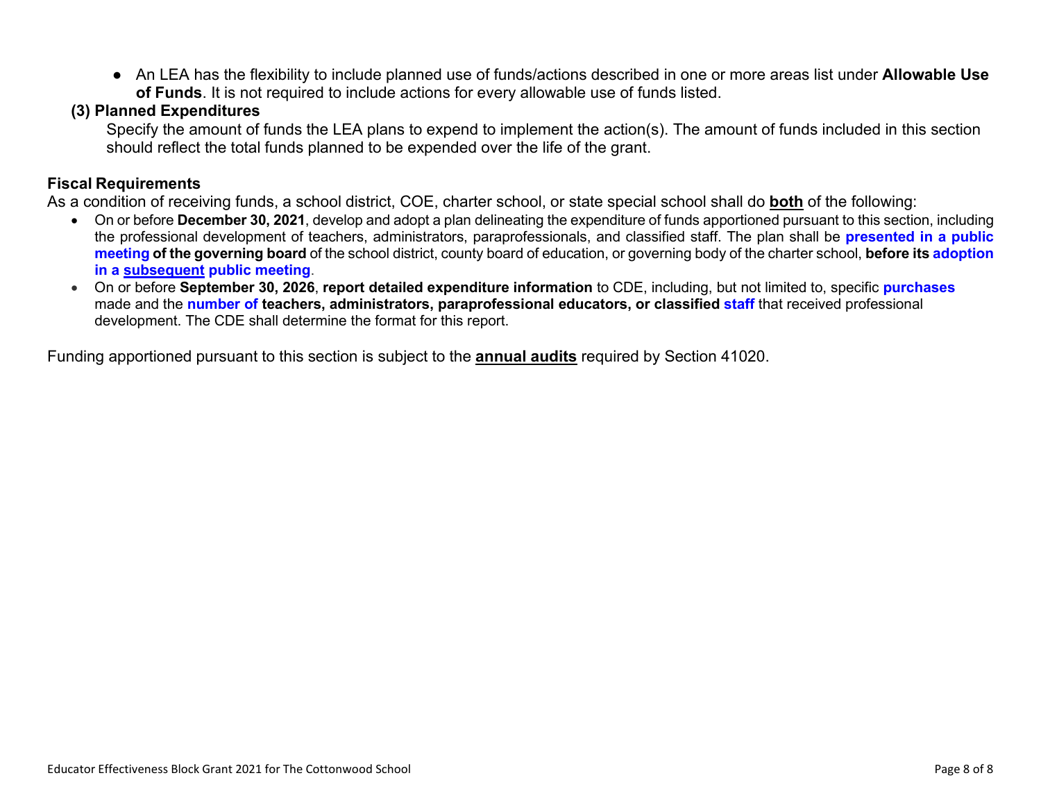- An LEA has the flexibility to include planned use of funds/actions described in one or more areas list under **Allowable Use of Funds**. It is not required to include actions for every allowable use of funds listed.

**(3) Planned Expenditures**

Specify the amount of funds the LEA plans to expend to implement the action(s). The amount of funds included in this section should reflect the total funds planned to be expended over the life of the grant.

**Fiscal Requirements**

As a condition of receiving funds, a school district, COE, charter school, or state special school shall do **both** of the following:

- On or before **December 30, 2021**, develop and adopt a plan delineating the expenditure of funds apportioned pursuant to this section, including the professional development of teachers, administrators, paraprofessionals, and classified staff. The plan shall be **presented in a public meeting of the governing board** of the school district, county board of education, or governing body of the charter school, **before its adoption in a subsequent public meeting**.
- On or before **September 30, 2026**, **report detailed expenditure information** to CDE, including, but not limited to, specific **purchases** made and the **number of teachers, administrators, paraprofessional educators, or classified staff** that received professional development. The CDE shall determine the format for this report.

Funding apportioned pursuant to this section is subject to the **annual audits** required by Section 41020.